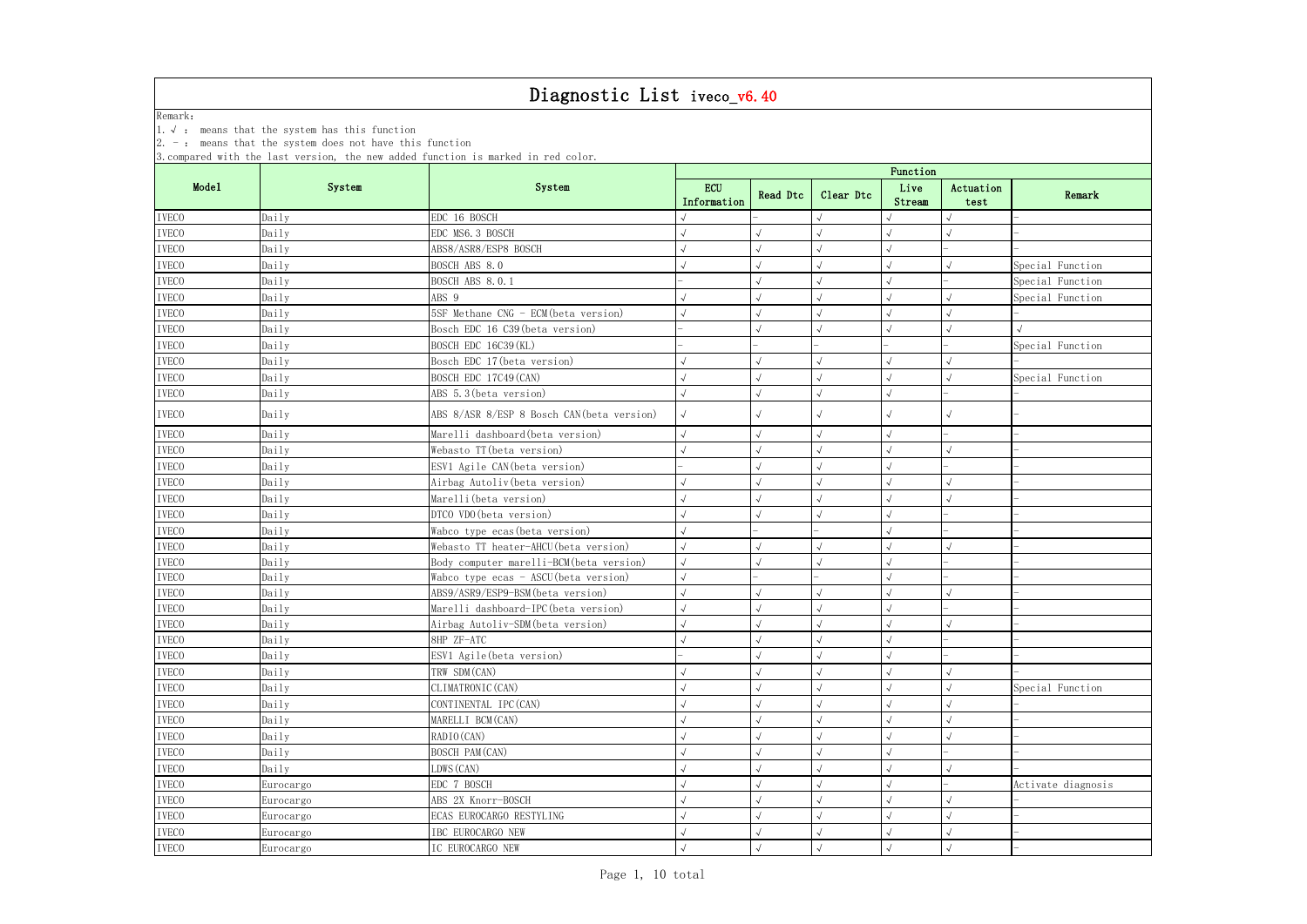# Diagnostic List iveco_v6.40

Remark:

1. √ : means that the system has this function
2. \- : means that the system does not have this function
3. compared with the last version, the new added function is marked in red color.

| Model | System | System | Function | | | | | |
|---|---|---|---|---|---|---|---|---|
| | | | ECU Information | Read Dtc | Clear Dtc | Live Stream | Actuation test | Remark |
| IVECO | Daily | EDC 16 BOSCH | √ | - | √ | √ | √ | - |
| IVECO | Daily | EDC MS6.3 BOSCH | √ | √ | √ | √ | √ | - |
| IVECO | Daily | ABS8/ASR8/ESP8 BOSCH | √ | √ | √ | √ | - | - |
| IVECO | Daily | BOSCH ABS 8.0 | √ | √ | √ | √ | √ | Special Function |
| IVECO | Daily | BOSCH ABS 8.0.1 | - | √ | √ | √ | - | Special Function |
| IVECO | Daily | ABS 9 | √ | √ | √ | √ | √ | Special Function |
| IVECO | Daily | 5SF Methane CNG - ECM(beta version) | √ | √ | √ | √ | √ | - |
| IVECO | Daily | Bosch EDC 16 C39(beta version) | - | √ | √ | √ | √ | √ |
| IVECO | Daily | BOSCH EDC 16C39(KL) | - | - | - | - | - | Special Function |
| IVECO | Daily | Bosch EDC 17(beta version) | √ | √ | √ | √ | √ | - |
| IVECO | Daily | BOSCH EDC 17C49(CAN) | √ | √ | √ | √ | √ | Special Function |
| IVECO | Daily | ABS 5.3(beta version) | √ | √ | √ | √ | - | - |
| IVECO | Daily | ABS 8/ASR 8/ESP 8 Bosch CAN(beta version) | √ | √ | √ | √ | √ | - |
| IVECO | Daily | Marelli dashboard(beta version) | √ | √ | √ | √ | - | - |
| IVECO | Daily | Webasto TT(beta version) | √ | √ | √ | √ | √ | - |
| IVECO | Daily | ESV1 Agile CAN(beta version) | - | √ | √ | √ | - | - |
| IVECO | Daily | Airbag Autoliv(beta version) | √ | √ | √ | √ | √ | - |
| IVECO | Daily | Marelli(beta version) | √ | √ | √ | √ | √ | - |
| IVECO | Daily | DTCO VDO(beta version) | √ | √ | √ | √ | - | - |
| IVECO | Daily | Wabco type ecas(beta version) | √ | - | - | √ | - | - |
| IVECO | Daily | Webasto TT heater-AHCU(beta version) | √ | √ | √ | √ | √ | - |
| IVECO | Daily | Body computer marelli-BCM(beta version) | √ | √ | √ | √ | - | - |
| IVECO | Daily | Wabco type ecas - ASCU(beta version) | √ | - | - | √ | - | - |
| IVECO | Daily | ABS9/ASR9/ESP9-BSM(beta version) | √ | √ | √ | √ | √ | - |
| IVECO | Daily | Marelli dashboard-IPC(beta version) | √ | √ | √ | √ | - | - |
| IVECO | Daily | Airbag Autoliv-SDM(beta version) | √ | √ | √ | √ | √ | - |
| IVECO | Daily | 8HP ZF-ATC | √ | √ | √ | √ | - | - |
| IVECO | Daily | ESV1 Agile(beta version) | - | √ | √ | √ | - | - |
| IVECO | Daily | TRW SDM(CAN) | √ | √ | √ | √ | √ | - |
| IVECO | Daily | CLIMATRONIC(CAN) | √ | √ | √ | √ | √ | Special Function |
| IVECO | Daily | CONTINENTAL IPC(CAN) | √ | √ | √ | √ | √ | - |
| IVECO | Daily | MARELLI BCM(CAN) | √ | √ | √ | √ | √ | - |
| IVECO | Daily | RADIO(CAN) | √ | √ | √ | √ | √ | - |
| IVECO | Daily | BOSCH PAM(CAN) | √ | √ | √ | √ | - | - |
| IVECO | Daily | LDWS(CAN) | √ | √ | √ | √ | √ | - |
| IVECO | Eurocargo | EDC 7 BOSCH | √ | √ | √ | √ | - | Activate diagnosis |
| IVECO | Eurocargo | ABS 2X Knorr-BOSCH | √ | √ | √ | √ | √ | - |
| IVECO | Eurocargo | ECAS EUROCARGO RESTYLING | √ | √ | √ | √ | √ | - |
| IVECO | Eurocargo | IBC EUROCARGO NEW | √ | √ | √ | √ | √ | - |
| IVECO | Eurocargo | IC EUROCARGO NEW | √ | √ | √ | √ | √ | - |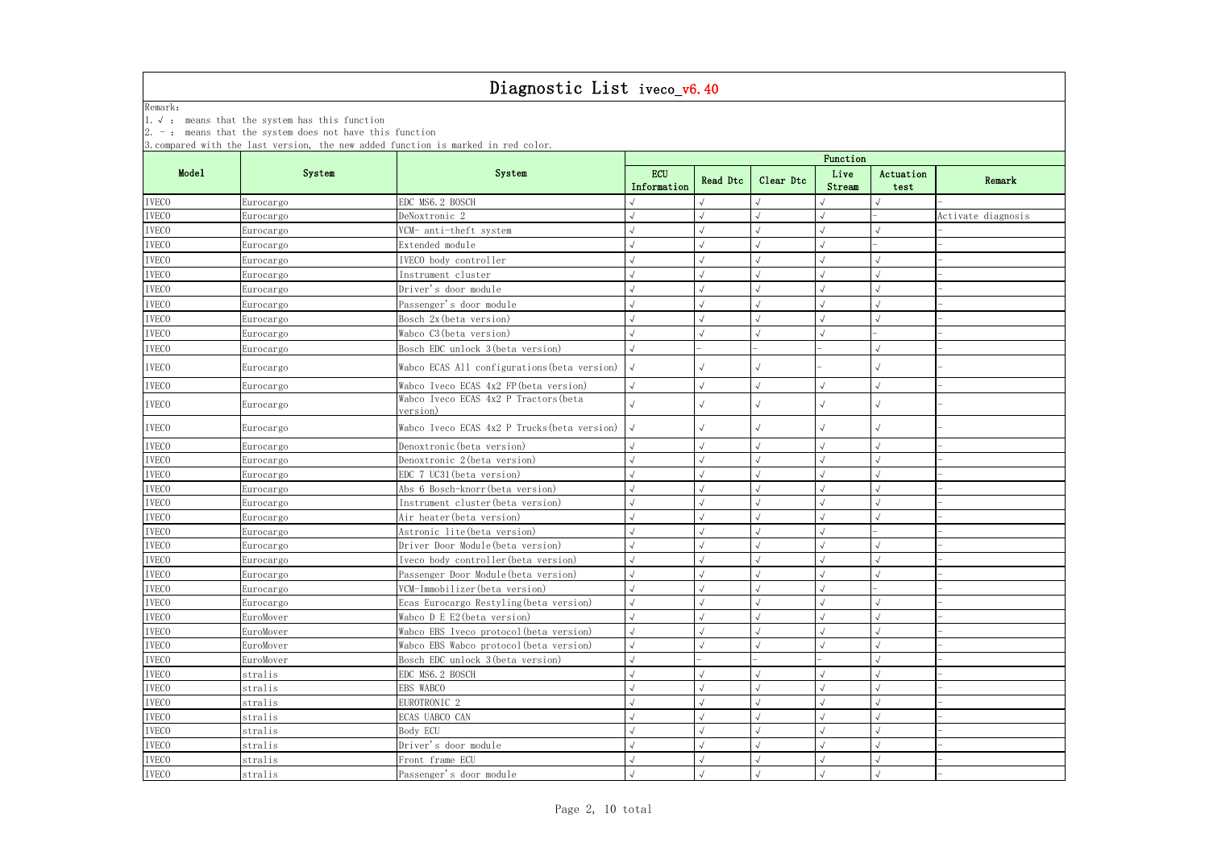# Diagnostic List iveco_v6.40

Remark:

1. √ : means that the system has this function
2. - : means that the system does not have this function
3. compared with the last version, the new added function is marked in red color.

| Model | System | System | Function | | | | | |
|---|---|---|---|---|---|---|---|---|
| | | | ECU Information | Read Dtc | Clear Dtc | Live Stream | Actuation test | Remark |
| IVECO | Eurocargo | EDC MS6.2 BOSCH | √ | √ | √ | √ | √ | - |
| IVECO | Eurocargo | DeNoxtronic 2 | √ | √ | √ | √ | - | Activate diagnosis |
| IVECO | Eurocargo | VCM- anti-theft system | √ | √ | √ | √ | √ | - |
| IVECO | Eurocargo | Extended module | √ | √ | √ | √ | - | - |
| IVECO | Eurocargo | IVECO body controller | √ | √ | √ | √ | √ | - |
| IVECO | Eurocargo | Instrument cluster | √ | √ | √ | √ | √ | - |
| IVECO | Eurocargo | Driver's door module | √ | √ | √ | √ | √ | - |
| IVECO | Eurocargo | Passenger's door module | √ | √ | √ | √ | √ | - |
| IVECO | Eurocargo | Bosch 2x(beta version) | √ | √ | √ | √ | √ | - |
| IVECO | Eurocargo | Wabco C3(beta version) | √ | √ | √ | √ | - | - |
| IVECO | Eurocargo | Bosch EDC unlock 3(beta version) | √ | - | - | - | √ | - |
| IVECO | Eurocargo | Wabco ECAS All configurations(beta version) | √ | √ | √ | - | √ | - |
| IVECO | Eurocargo | Wabco Iveco ECAS 4x2 FP(beta version) | √ | √ | √ | √ | √ | - |
| IVECO | Eurocargo | Wabco Iveco ECAS 4x2 P Tractors(beta version) | √ | √ | √ | √ | √ | - |
| IVECO | Eurocargo | Wabco Iveco ECAS 4x2 P Trucks(beta version) | √ | √ | √ | √ | √ | - |
| IVECO | Eurocargo | Denoxtronic(beta version) | √ | √ | √ | √ | √ | - |
| IVECO | Eurocargo | Denoxtronic 2(beta version) | √ | √ | √ | √ | √ | - |
| IVECO | Eurocargo | EDC 7 UC31(beta version) | √ | √ | √ | √ | √ | - |
| IVECO | Eurocargo | Abs 6 Bosch-knorr(beta version) | √ | √ | √ | √ | √ | - |
| IVECO | Eurocargo | Instrument cluster(beta version) | √ | √ | √ | √ | √ | - |
| IVECO | Eurocargo | Air heater(beta version) | √ | √ | √ | √ | √ | - |
| IVECO | Eurocargo | Astronic lite(beta version) | √ | √ | √ | √ | - | - |
| IVECO | Eurocargo | Driver Door Module(beta version) | √ | √ | √ | √ | √ | - |
| IVECO | Eurocargo | Iveco body controller(beta version) | √ | √ | √ | √ | √ | - |
| IVECO | Eurocargo | Passenger Door Module(beta version) | √ | √ | √ | √ | √ | - |
| IVECO | Eurocargo | VCM-Immobilizer(beta version) | √ | √ | √ | √ | - | - |
| IVECO | Eurocargo | Ecas Eurocargo Restyling(beta version) | √ | √ | √ | √ | √ | - |
| IVECO | EuroMover | Wabco D E E2(beta version) | √ | √ | √ | √ | √ | - |
| IVECO | EuroMover | Wabco EBS Iveco protocol(beta version) | √ | √ | √ | √ | √ | - |
| IVECO | EuroMover | Wabco EBS Wabco protocol(beta version) | √ | √ | √ | √ | √ | - |
| IVECO | EuroMover | Bosch EDC unlock 3(beta version) | √ | - | - | - | √ | - |
| IVECO | stralis | EDC MS6.2 BOSCH | √ | √ | √ | √ | √ | - |
| IVECO | stralis | EBS WABCO | √ | √ | √ | √ | √ | - |
| IVECO | stralis | EUROTRONIC 2 | √ | √ | √ | √ | √ | - |
| IVECO | stralis | ECAS UABCO CAN | √ | √ | √ | √ | √ | - |
| IVECO | stralis | Body ECU | √ | √ | √ | √ | √ | - |
| IVECO | stralis | Driver's door module | √ | √ | √ | √ | √ | - |
| IVECO | stralis | Front frame ECU | √ | √ | √ | √ | √ | - |
| IVECO | stralis | Passenger's door module | √ | √ | √ | √ | √ | - |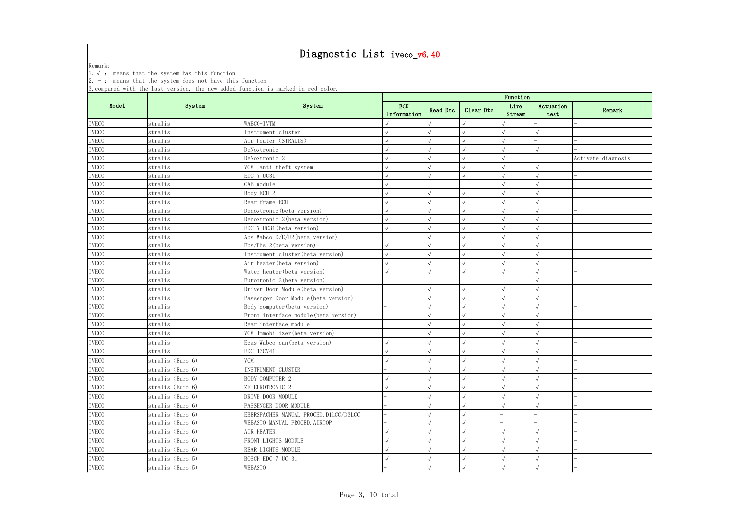# Diagnostic List iveco_v6.40

Remark:

1. √ : means that the system has this function
2. - : means that the system does not have this function
3. compared with the last version, the new added function is marked in red color.

| Model | System | System | Function | | | | | |
|---|---|---|---|---|---|---|---|---|
| | | | ECU Information | Read Dtc | Clear Dtc | Live Stream | Actuation test | Remark |
| IVECO | stralis | WABCO-IVTM | √ | √ | √ | √ | - | - |
| IVECO | stralis | Instrument cluster | √ | √ | √ | √ | √ | - |
| IVECO | stralis | Air heater (STRALIS) | √ | √ | √ | √ | - | - |
| IVECO | stralis | DeNoxtronic | √ | √ | √ | √ | √ | - |
| IVECO | stralis | DeNoxtronic 2 | √ | √ | √ | √ | - | Activate diagnosis |
| IVECO | stralis | VCM- anti-theft system | √ | √ | √ | √ | √ | - |
| IVECO | stralis | EDC 7 UC31 | √ | √ | √ | √ | √ | - |
| IVECO | stralis | CAB module | √ | - | - | √ | √ | - |
| IVECO | stralis | Body ECU 2 | √ | √ | √ | √ | √ | - |
| IVECO | stralis | Rear frame ECU | √ | √ | √ | √ | √ | - |
| IVECO | stralis | Denoxtronic(beta version) | √ | √ | √ | √ | √ | - |
| IVECO | stralis | Denoxtronic 2(beta version) | √ | √ | √ | √ | √ | - |
| IVECO | stralis | EDC 7 UC31(beta version) | √ | √ | √ | √ | √ | - |
| IVECO | stralis | Abs Wabco D/E/E2(beta version) | - | √ | √ | √ | √ | - |
| IVECO | stralis | Ebs/Ebs 2(beta version) | √ | √ | √ | √ | √ | - |
| IVECO | stralis | Instrument cluster(beta version) | √ | √ | √ | √ | √ | - |
| IVECO | stralis | Air heater(beta version) | √ | √ | √ | √ | √ | - |
| IVECO | stralis | Water heater(beta version) | √ | √ | √ | √ | √ | - |
| IVECO | stralis | Eurotronic 2(beta version) | - | - | - | - | √ | - |
| IVECO | stralis | Driver Door Module(beta version) | - | √ | √ | √ | √ | - |
| IVECO | stralis | Passenger Door Module(beta version) | - | √ | √ | √ | √ | - |
| IVECO | stralis | Body computer(beta version) | - | √ | √ | √ | √ | - |
| IVECO | stralis | Front interface module(beta version) | - | √ | √ | √ | √ | - |
| IVECO | stralis | Rear interface module | - | √ | √ | √ | √ | - |
| IVECO | stralis | VCM-Immobilizer(beta version) | - | √ | √ | √ | √ | - |
| IVECO | stralis | Ecas Wabco can(beta version) | √ | √ | √ | √ | √ | - |
| IVECO | stralis | EDC 17CV41 | √ | √ | √ | √ | √ | - |
| IVECO | stralis (Euro 6) | VCM | √ | √ | √ | √ | √ | - |
| IVECO | stralis (Euro 6) | INSTRUMENT CLUSTER | - | √ | √ | √ | √ | - |
| IVECO | stralis (Euro 6) | BODY COMPUTER 2 | √ | √ | √ | √ | √ | - |
| IVECO | stralis (Euro 6) | ZF EUROTRONIC 2 | √ | √ | √ | √ | √ | - |
| IVECO | stralis (Euro 6) | DRIVE DOOR MODULE | - | √ | √ | √ | √ | - |
| IVECO | stralis (Euro 6) | PASSENGER DOOR MODULE | - | √ | √ | √ | √ | - |
| IVECO | stralis (Euro 6) | EBERSPACHER MANUAL PROCED.D1LCC/D3LCC | - | √ | √ | - | - | - |
| IVECO | stralis (Euro 6) | WEBASTO MANUAL PROCED.AIRTOP | - | √ | √ | - | - | - |
| IVECO | stralis (Euro 6) | AIR HEATER | √ | √ | √ | √ | √ | - |
| IVECO | stralis (Euro 6) | FRONT LIGHTS MODULE | √ | √ | √ | √ | √ | - |
| IVECO | stralis (Euro 6) | REAR LIGHTS MODULE | √ | √ | √ | √ | √ | - |
| IVECO | stralis (Euro 5) | BOSCH EDC 7 UC 31 | √ | √ | √ | √ | √ | - |
| IVECO | stralis (Euro 5) | WEBASTO | - | √ | √ | √ | √ | - |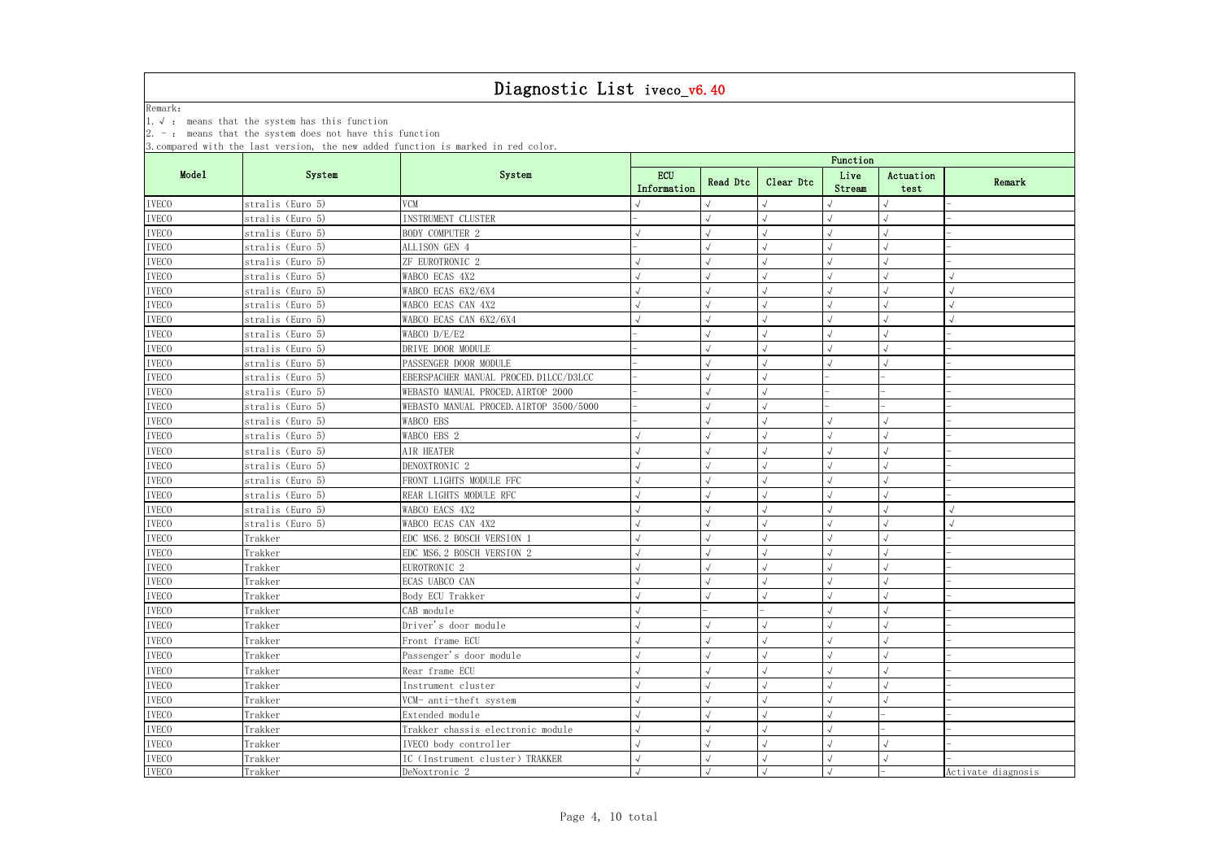# Diagnostic List iveco_v6.40

Remark:

1. √ : means that the system has this function
2. - : means that the system does not have this function
3. compared with the last version, the new added function is marked in red color.

| Model | System | System | Function | | | | | |
|---|---|---|---|---|---|---|---|---|
| | | | ECU Information | Read Dtc | Clear Dtc | Live Stream | Actuation test | Remark |
| IVECO | stralis (Euro 5) | VCM | √ | √ | √ | √ | √ | - |
| IVECO | stralis (Euro 5) | INSTRUMENT CLUSTER | - | √ | √ | √ | √ | - |
| IVECO | stralis (Euro 5) | BODY COMPUTER 2 | √ | √ | √ | √ | √ | - |
| IVECO | stralis (Euro 5) | ALLISON GEN 4 | - | √ | √ | √ | √ | - |
| IVECO | stralis (Euro 5) | ZF EUROTRONIC 2 | √ | √ | √ | √ | √ | - |
| IVECO | stralis (Euro 5) | WABCO ECAS 4X2 | √ | √ | √ | √ | √ | √ |
| IVECO | stralis (Euro 5) | WABCO ECAS 6X2/6X4 | √ | √ | √ | √ | √ | √ |
| IVECO | stralis (Euro 5) | WABCO ECAS CAN 4X2 | √ | √ | √ | √ | √ | √ |
| IVECO | stralis (Euro 5) | WABCO ECAS CAN 6X2/6X4 | √ | √ | √ | √ | √ | √ |
| IVECO | stralis (Euro 5) | WABCO D/E/E2 | - | √ | √ | √ | √ | - |
| IVECO | stralis (Euro 5) | DRIVE DOOR MODULE | - | √ | √ | √ | √ | - |
| IVECO | stralis (Euro 5) | PASSENGER DOOR MODULE | - | √ | √ | √ | √ | - |
| IVECO | stralis (Euro 5) | EBERSPACHER MANUAL PROCED.D1LCC/D3LCC | - | √ | √ | - | - | - |
| IVECO | stralis (Euro 5) | WEBASTO MANUAL PROCED.AIRTOP 2000 | - | √ | √ | - | - | - |
| IVECO | stralis (Euro 5) | WEBASTO MANUAL PROCED.AIRTOP 3500/5000 | - | √ | √ | - | - | - |
| IVECO | stralis (Euro 5) | WABCO EBS | - | √ | √ | √ | √ | - |
| IVECO | stralis (Euro 5) | WABCO EBS 2 | √ | √ | √ | √ | √ | - |
| IVECO | stralis (Euro 5) | AIR HEATER | √ | √ | √ | √ | √ | - |
| IVECO | stralis (Euro 5) | DENOXTRONIC 2 | √ | √ | √ | √ | √ | - |
| IVECO | stralis (Euro 5) | FRONT LIGHTS MODULE FFC | √ | √ | √ | √ | √ | - |
| IVECO | stralis (Euro 5) | REAR LIGHTS MODULE RFC | √ | √ | √ | √ | √ | - |
| IVECO | stralis (Euro 5) | WABCO EACS 4X2 | √ | √ | √ | √ | √ | √ |
| IVECO | stralis (Euro 5) | WABCO ECAS CAN 4X2 | √ | √ | √ | √ | √ | √ |
| IVECO | Trakker | EDC MS6.2 BOSCH VERSION 1 | √ | √ | √ | √ | √ | - |
| IVECO | Trakker | EDC MS6.2 BOSCH VERSION 2 | √ | √ | √ | √ | √ | - |
| IVECO | Trakker | EUROTRONIC 2 | √ | √ | √ | √ | √ | - |
| IVECO | Trakker | ECAS UABCO CAN | √ | √ | √ | √ | √ | - |
| IVECO | Trakker | Body ECU Trakker | √ | √ | √ | √ | √ | - |
| IVECO | Trakker | CAB module | √ | - | - | √ | √ | - |
| IVECO | Trakker | Driver's door module | √ | √ | √ | √ | √ | - |
| IVECO | Trakker | Front frame ECU | √ | √ | √ | √ | √ | - |
| IVECO | Trakker | Passenger's door module | √ | √ | √ | √ | √ | - |
| IVECO | Trakker | Rear frame ECU | √ | √ | √ | √ | √ | - |
| IVECO | Trakker | Instrument cluster | √ | √ | √ | √ | √ | - |
| IVECO | Trakker | VCM- anti-theft system | √ | √ | √ | √ | √ | - |
| IVECO | Trakker | Extended module | √ | √ | √ | √ | - | - |
| IVECO | Trakker | Trakker chassis electronic module | √ | √ | √ | √ | - | - |
| IVECO | Trakker | IVECO body controller | √ | √ | √ | √ | √ | - |
| IVECO | Trakker | IC (Instrument cluster) TRAKKER | √ | √ | √ | √ | √ | - |
| IVECO | Trakker | DeNoxtronic 2 | √ | √ | √ | √ | - | Activate diagnosis |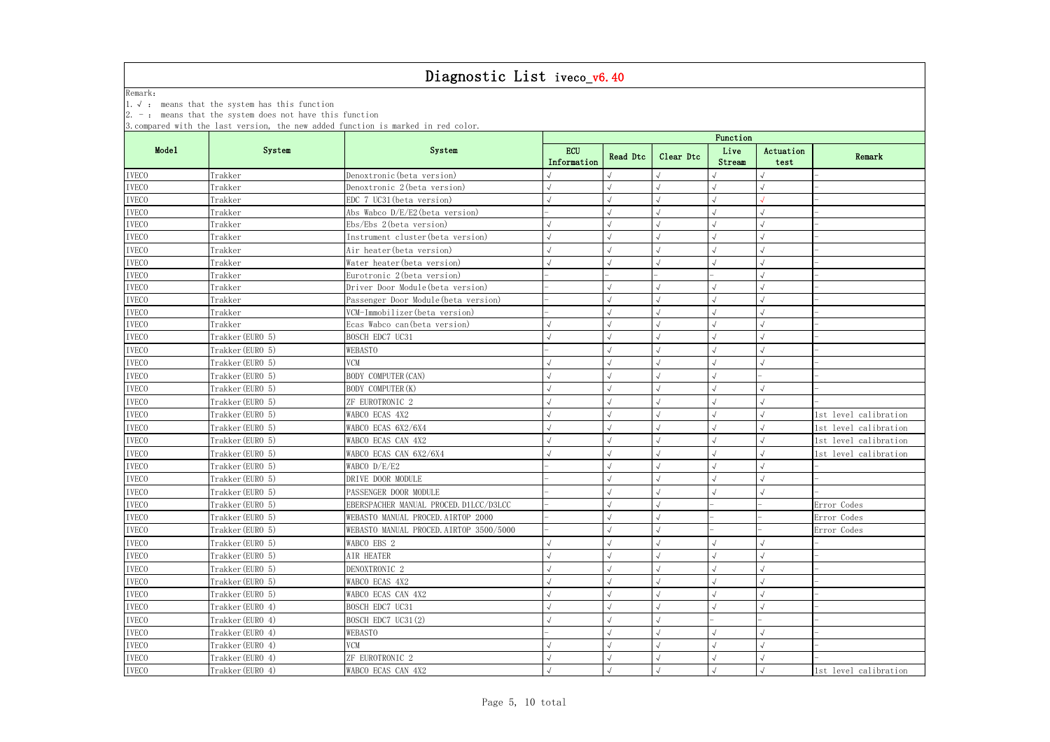# Diagnostic List iveco_v6.40

Remark:

1. √ : means that the system has this function
2. - : means that the system does not have this function
3. compared with the last version, the new added function is marked in red color.

| Model | System | System | Function | | | | | |
|---|---|---|---|---|---|---|---|---|
| | | | ECU Information | Read Dtc | Clear Dtc | Live Stream | Actuation test | Remark |
| IVECO | Trakker | Denoxtronic(beta version) | √ | √ | √ | √ | √ | - |
| IVECO | Trakker | Denoxtronic 2(beta version) | √ | √ | √ | √ | √ | - |
| IVECO | Trakker | EDC 7 UC31(beta version) | √ | √ | √ | √ | √ | - |
| IVECO | Trakker | Abs Wabco D/E/E2(beta version) | - | √ | √ | √ | √ | - |
| IVECO | Trakker | Ebs/Ebs 2(beta version) | √ | √ | √ | √ | √ | - |
| IVECO | Trakker | Instrument cluster(beta version) | √ | √ | √ | √ | √ | - |
| IVECO | Trakker | Air heater(beta version) | √ | √ | √ | √ | √ | - |
| IVECO | Trakker | Water heater(beta version) | √ | √ | √ | √ | √ | - |
| IVECO | Trakker | Eurotronic 2(beta version) | - | - | - | - | √ | - |
| IVECO | Trakker | Driver Door Module(beta version) | - | √ | √ | √ | √ | - |
| IVECO | Trakker | Passenger Door Module(beta version) | - | √ | √ | √ | √ | - |
| IVECO | Trakker | VCM-Immobilizer(beta version) | - | √ | √ | √ | √ | - |
| IVECO | Trakker | Ecas Wabco can(beta version) | √ | √ | √ | √ | √ | - |
| IVECO | Trakker(EURO 5) | BOSCH EDC7 UC31 | √ | √ | √ | √ | √ | - |
| IVECO | Trakker(EURO 5) | WEBASTO | - | √ | √ | √ | √ | - |
| IVECO | Trakker(EURO 5) | VCM | √ | √ | √ | √ | √ | - |
| IVECO | Trakker(EURO 5) | BODY COMPUTER(CAN) | √ | √ | √ | √ | - | - |
| IVECO | Trakker(EURO 5) | BODY COMPUTER(K) | √ | √ | √ | √ | √ | - |
| IVECO | Trakker(EURO 5) | ZF EUROTRONIC 2 | √ | √ | √ | √ | √ | - |
| IVECO | Trakker(EURO 5) | WABCO ECAS 4X2 | √ | √ | √ | √ | √ | 1st level calibration |
| IVECO | Trakker(EURO 5) | WABCO ECAS 6X2/6X4 | √ | √ | √ | √ | √ | 1st level calibration |
| IVECO | Trakker(EURO 5) | WABCO ECAS CAN 4X2 | √ | √ | √ | √ | √ | 1st level calibration |
| IVECO | Trakker(EURO 5) | WABCO ECAS CAN 6X2/6X4 | √ | √ | √ | √ | √ | 1st level calibration |
| IVECO | Trakker(EURO 5) | WABCO D/E/E2 | - | √ | √ | √ | √ | - |
| IVECO | Trakker(EURO 5) | DRIVE DOOR MODULE | - | √ | √ | √ | √ | - |
| IVECO | Trakker(EURO 5) | PASSENGER DOOR MODULE | - | √ | √ | √ | √ | - |
| IVECO | Trakker(EURO 5) | EBERSPACHER MANUAL PROCED.D1LCC/D3LCC | - | √ | √ | - | - | Error Codes |
| IVECO | Trakker(EURO 5) | WEBASTO MANUAL PROCED.AIRTOP 2000 | - | √ | √ | - | - | Error Codes |
| IVECO | Trakker(EURO 5) | WEBASTO MANUAL PROCED.AIRTOP 3500/5000 | - | √ | √ | - | - | Error Codes |
| IVECO | Trakker(EURO 5) | WABCO EBS 2 | √ | √ | √ | √ | √ | - |
| IVECO | Trakker(EURO 5) | AIR HEATER | √ | √ | √ | √ | √ | - |
| IVECO | Trakker(EURO 5) | DENOXTRONIC 2 | √ | √ | √ | √ | √ | - |
| IVECO | Trakker(EURO 5) | WABCO ECAS 4X2 | √ | √ | √ | √ | √ | - |
| IVECO | Trakker(EURO 5) | WABCO ECAS CAN 4X2 | √ | √ | √ | √ | √ | - |
| IVECO | Trakker(EURO 4) | BOSCH EDC7 UC31 | √ | √ | √ | √ | √ | - |
| IVECO | Trakker(EURO 4) | BOSCH EDC7 UC31(2) | √ | √ | √ | - | - | - |
| IVECO | Trakker(EURO 4) | WEBASTO | - | √ | √ | √ | √ | - |
| IVECO | Trakker(EURO 4) | VCM | √ | √ | √ | √ | √ | - |
| IVECO | Trakker(EURO 4) | ZF EUROTRONIC 2 | √ | √ | √ | √ | √ | - |
| IVECO | Trakker(EURO 4) | WABCO ECAS CAN 4X2 | √ | √ | √ | √ | √ | 1st level calibration |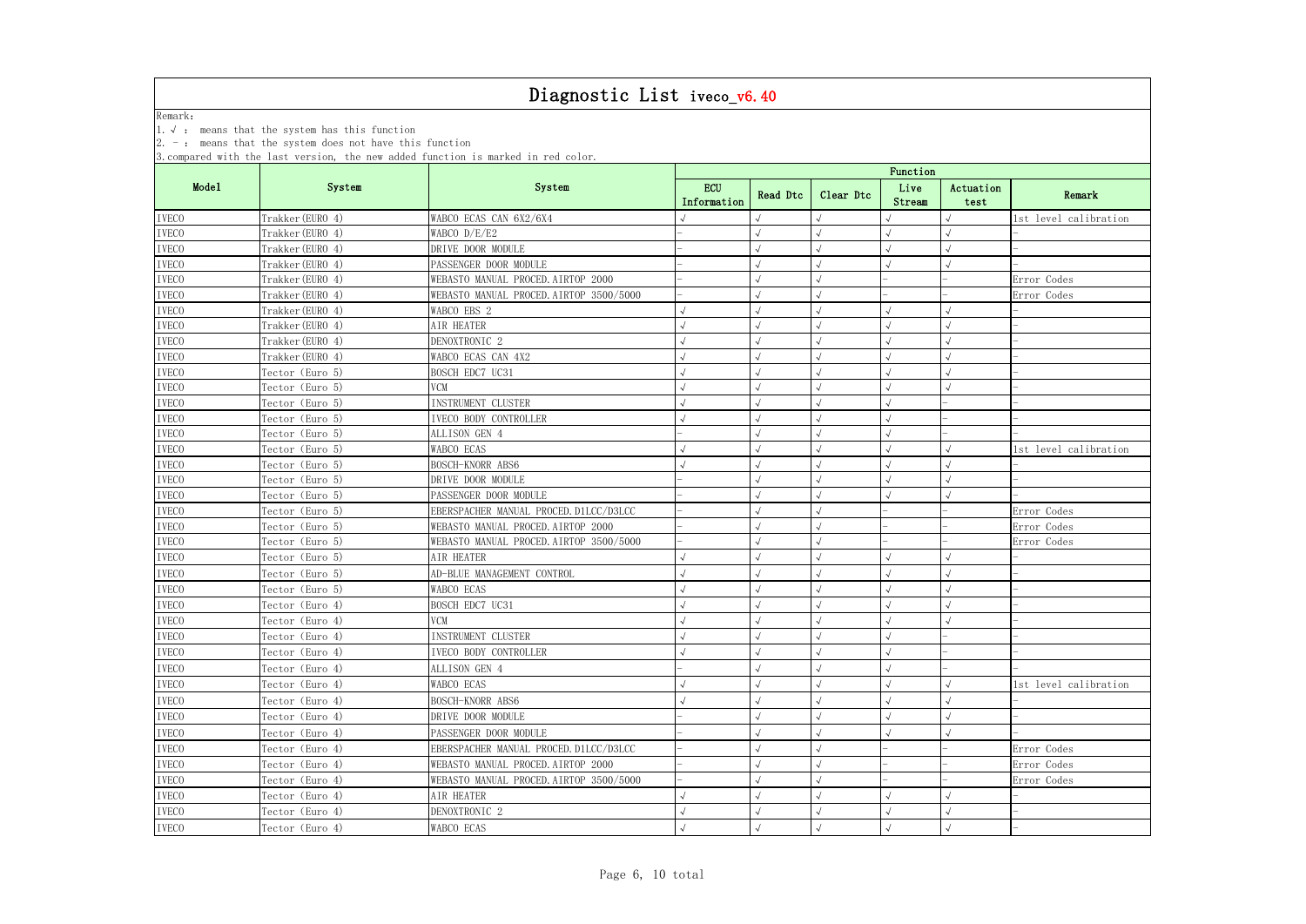# Diagnostic List iveco_v6.40

Remark:

1. √ : means that the system has this function
2. - : means that the system does not have this function
3. compared with the last version, the new added function is marked in red color.

| Model | System | System | Function | | | | | |
|---|---|---|---|---|---|---|---|---|
| | | | ECU Information | Read Dtc | Clear Dtc | Live Stream | Actuation test | Remark |
| IVECO | Trakker(EURO 4) | WABCO ECAS CAN 6X2/6X4 | √ | √ | √ | √ | √ | 1st level calibration |
| IVECO | Trakker(EURO 4) | WABCO D/E/E2 | - | √ | √ | √ | √ | - |
| IVECO | Trakker(EURO 4) | DRIVE DOOR MODULE | - | √ | √ | √ | √ | - |
| IVECO | Trakker(EURO 4) | PASSENGER DOOR MODULE | - | √ | √ | √ | √ | - |
| IVECO | Trakker(EURO 4) | WEBASTO MANUAL PROCED.AIRTOP 2000 | - | √ | √ | - | - | Error Codes |
| IVECO | Trakker(EURO 4) | WEBASTO MANUAL PROCED.AIRTOP 3500/5000 | - | √ | √ | - | - | Error Codes |
| IVECO | Trakker(EURO 4) | WABCO EBS 2 | √ | √ | √ | √ | √ | - |
| IVECO | Trakker(EURO 4) | AIR HEATER | √ | √ | √ | √ | √ | - |
| IVECO | Trakker(EURO 4) | DENOXTRONIC 2 | √ | √ | √ | √ | √ | - |
| IVECO | Trakker(EURO 4) | WABCO ECAS CAN 4X2 | √ | √ | √ | √ | √ | - |
| IVECO | Tector (Euro 5) | BOSCH EDC7 UC31 | √ | √ | √ | √ | √ | - |
| IVECO | Tector (Euro 5) | VCM | √ | √ | √ | √ | √ | - |
| IVECO | Tector (Euro 5) | INSTRUMENT CLUSTER | √ | √ | √ | √ | - | - |
| IVECO | Tector (Euro 5) | IVECO BODY CONTROLLER | √ | √ | √ | √ | - | - |
| IVECO | Tector (Euro 5) | ALLISON GEN 4 | - | √ | √ | √ | - | - |
| IVECO | Tector (Euro 5) | WABCO ECAS | √ | √ | √ | √ | √ | 1st level calibration |
| IVECO | Tector (Euro 5) | BOSCH-KNORR ABS6 | √ | √ | √ | √ | √ | - |
| IVECO | Tector (Euro 5) | DRIVE DOOR MODULE | - | √ | √ | √ | √ | - |
| IVECO | Tector (Euro 5) | PASSENGER DOOR MODULE | - | √ | √ | √ | √ | - |
| IVECO | Tector (Euro 5) | EBERSPACHER MANUAL PROCED.D1LCC/D3LCC | - | √ | √ | - | - | Error Codes |
| IVECO | Tector (Euro 5) | WEBASTO MANUAL PROCED.AIRTOP 2000 | - | √ | √ | - | - | Error Codes |
| IVECO | Tector (Euro 5) | WEBASTO MANUAL PROCED.AIRTOP 3500/5000 | - | √ | √ | - | - | Error Codes |
| IVECO | Tector (Euro 5) | AIR HEATER | √ | √ | √ | √ | √ | - |
| IVECO | Tector (Euro 5) | AD-BLUE MANAGEMENT CONTROL | √ | √ | √ | √ | √ | - |
| IVECO | Tector (Euro 5) | WABCO ECAS | √ | √ | √ | √ | √ | - |
| IVECO | Tector (Euro 4) | BOSCH EDC7 UC31 | √ | √ | √ | √ | √ | - |
| IVECO | Tector (Euro 4) | VCM | √ | √ | √ | √ | √ | - |
| IVECO | Tector (Euro 4) | INSTRUMENT CLUSTER | √ | √ | √ | √ | - | - |
| IVECO | Tector (Euro 4) | IVECO BODY CONTROLLER | √ | √ | √ | √ | - | - |
| IVECO | Tector (Euro 4) | ALLISON GEN 4 | - | √ | √ | √ | - | - |
| IVECO | Tector (Euro 4) | WABCO ECAS | √ | √ | √ | √ | √ | 1st level calibration |
| IVECO | Tector (Euro 4) | BOSCH-KNORR ABS6 | √ | √ | √ | √ | √ | - |
| IVECO | Tector (Euro 4) | DRIVE DOOR MODULE | - | √ | √ | √ | √ | - |
| IVECO | Tector (Euro 4) | PASSENGER DOOR MODULE | - | √ | √ | √ | √ | - |
| IVECO | Tector (Euro 4) | EBERSPACHER MANUAL PROCED.D1LCC/D3LCC | - | √ | √ | - | - | Error Codes |
| IVECO | Tector (Euro 4) | WEBASTO MANUAL PROCED.AIRTOP 2000 | - | √ | √ | - | - | Error Codes |
| IVECO | Tector (Euro 4) | WEBASTO MANUAL PROCED.AIRTOP 3500/5000 | - | √ | √ | - | - | Error Codes |
| IVECO | Tector (Euro 4) | AIR HEATER | √ | √ | √ | √ | √ | - |
| IVECO | Tector (Euro 4) | DENOXTRONIC 2 | √ | √ | √ | √ | √ | - |
| IVECO | Tector (Euro 4) | WABCO ECAS | √ | √ | √ | √ | √ | - |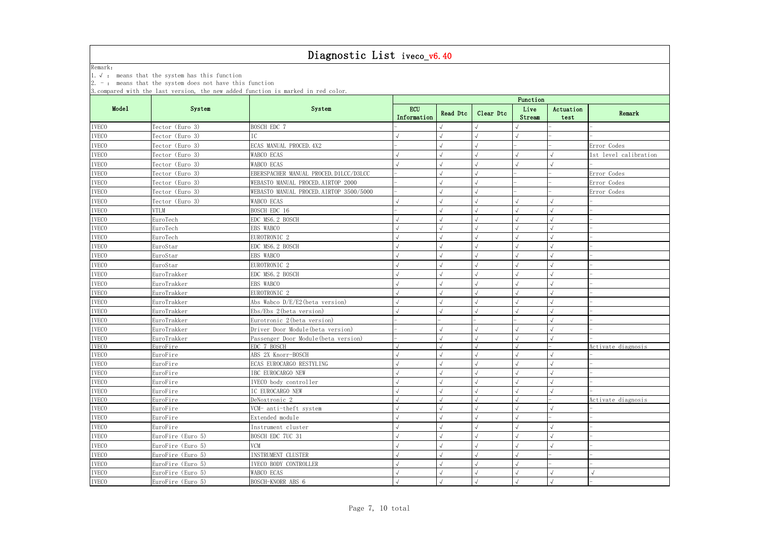# Diagnostic List iveco_v6.40

Remark:

1. √ : means that the system has this function
2. - : means that the system does not have this function
3. compared with the last version, the new added function is marked in red color.

| Model | System | System | Function | | | | | |
|---|---|---|---|---|---|---|---|---|
| | | | ECU Information | Read Dtc | Clear Dtc | Live Stream | Actuation test | Remark |
| IVECO | Tector (Euro 3) | BOSCH EDC 7 | - | √ | √ | √ | - | - |
| IVECO | Tector (Euro 3) | IC | √ | √ | √ | √ | - | - |
| IVECO | Tector (Euro 3) | ECAS MANUAL PROCED.4X2 | - | √ | √ | - | - | Error Codes |
| IVECO | Tector (Euro 3) | WABCO ECAS | √ | √ | √ | √ | √ | 1st level calibration |
| IVECO | Tector (Euro 3) | WABCO ECAS | √ | √ | √ | √ | √ | - |
| IVECO | Tector (Euro 3) | EBERSPACHER MANUAL PROCED.D1LCC/D3LCC | - | √ | √ | - | - | Error Codes |
| IVECO | Tector (Euro 3) | WEBASTO MANUAL PROCED.AIRTOP 2000 | - | √ | √ | - | - | Error Codes |
| IVECO | Tector (Euro 3) | WEBASTO MANUAL PROCED.AIRTOP 3500/5000 | - | √ | √ | - | - | Error Codes |
| IVECO | Tector (Euro 3) | WABCO ECAS | √ | √ | √ | √ | √ | - |
| IVECO | VTLM | BOSCH EDC 16 | - | √ | √ | √ | √ | - |
| IVECO | EuroTech | EDC MS6.2 BOSCH | √ | √ | √ | √ | √ | - |
| IVECO | EuroTech | EBS WABCO | √ | √ | √ | √ | √ | - |
| IVECO | EuroTech | EUROTRONIC 2 | √ | √ | √ | √ | √ | - |
| IVECO | EuroStar | EDC MS6.2 BOSCH | √ | √ | √ | √ | √ | - |
| IVECO | EuroStar | EBS WABCO | √ | √ | √ | √ | √ | - |
| IVECO | EuroStar | EUROTRONIC 2 | √ | √ | √ | √ | √ | - |
| IVECO | EuroTrakker | EDC MS6.2 BOSCH | √ | √ | √ | √ | √ | - |
| IVECO | EuroTrakker | EBS WABCO | √ | √ | √ | √ | √ | - |
| IVECO | EuroTrakker | EUROTRONIC 2 | √ | √ | √ | √ | √ | - |
| IVECO | EuroTrakker | Abs Wabco D/E/E2(beta version) | √ | √ | √ | √ | √ | - |
| IVECO | EuroTrakker | Ebs/Ebs 2(beta version) | √ | √ | √ | √ | √ | - |
| IVECO | EuroTrakker | Eurotronic 2(beta version) | - | - | - | - | √ | - |
| IVECO | EuroTrakker | Driver Door Module(beta version) | - | √ | √ | √ | √ | - |
| IVECO | EuroTrakker | Passenger Door Module(beta version) | - | √ | √ | √ | √ | - |
| IVECO | EuroFire | EDC 7 BOSCH | √ | √ | √ | √ | - | Activate diagnosis |
| IVECO | EuroFire | ABS 2X Knorr-BOSCH | √ | √ | √ | √ | √ | - |
| IVECO | EuroFire | ECAS EUROCARGO RESTYLING | √ | √ | √ | √ | √ | - |
| IVECO | EuroFire | IBC EUROCARGO NEW | √ | √ | √ | √ | √ | - |
| IVECO | EuroFire | IVECO body controller | √ | √ | √ | √ | √ | - |
| IVECO | EuroFire | IC EUROCARGO NEW | √ | √ | √ | √ | √ | - |
| IVECO | EuroFire | DeNoxtronic 2 | √ | √ | √ | √ | - | Activate diagnosis |
| IVECO | EuroFire | VCM- anti-theft system | √ | √ | √ | √ | √ | - |
| IVECO | EuroFire | Extended module | √ | √ | √ | √ | - | - |
| IVECO | EuroFire | Instrument cluster | √ | √ | √ | √ | √ | - |
| IVECO | EuroFire (Euro 5) | BOSCH EDC 7UC 31 | √ | √ | √ | √ | √ | - |
| IVECO | EuroFire (Euro 5) | VCM | √ | √ | √ | √ | √ | - |
| IVECO | EuroFire (Euro 5) | INSTRUMENT CLUSTER | √ | √ | √ | √ | - | - |
| IVECO | EuroFire (Euro 5) | IVECO BODY CONTROLLER | √ | √ | √ | √ | - | - |
| IVECO | EuroFire (Euro 5) | WABCO ECAS | √ | √ | √ | √ | √ | √ |
| IVECO | EuroFire (Euro 5) | BOSCH-KNORR ABS 6 | √ | √ | √ | √ | √ | - |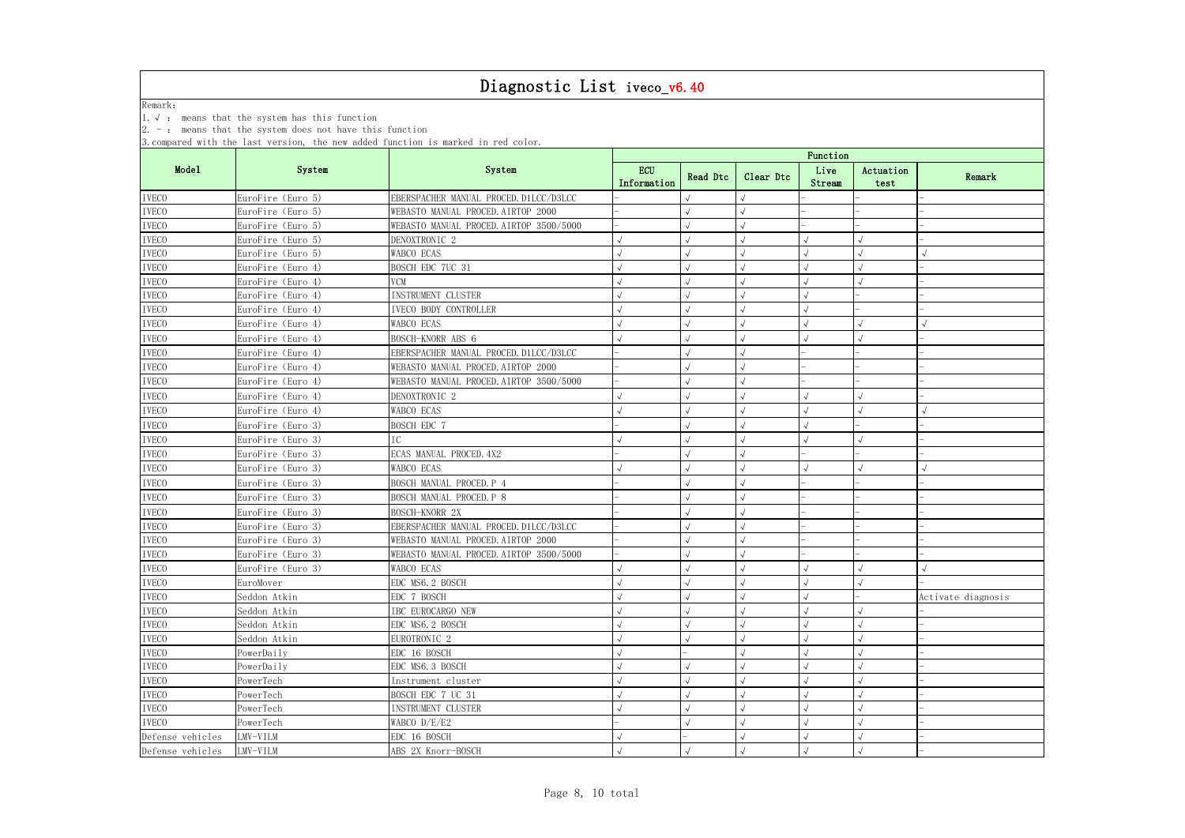# Diagnostic List iveco_v6.40

Remark:

1. √ : means that the system has this function
2. - : means that the system does not have this function
3. compared with the last version, the new added function is marked in red color.

| Model | System | System | Function | | | | | |
|---|---|---|---|---|---|---|---|---|
| | | | ECU Information | Read Dtc | Clear Dtc | Live Stream | Actuation test | Remark |
| IVECO | EuroFire (Euro 5) | EBERSPACHER MANUAL PROCED.D1LCC/D3LCC | - | √ | √ | - | - | - |
| IVECO | EuroFire (Euro 5) | WEBASTO MANUAL PROCED.AIRTOP 2000 | - | √ | √ | - | - | - |
| IVECO | EuroFire (Euro 5) | WEBASTO MANUAL PROCED.AIRTOP 3500/5000 | - | √ | √ | - | - | - |
| IVECO | EuroFire (Euro 5) | DENOXTRONIC 2 | √ | √ | √ | √ | √ | - |
| IVECO | EuroFire (Euro 5) | WABCO ECAS | √ | √ | √ | √ | √ | √ |
| IVECO | EuroFire (Euro 4) | BOSCH EDC 7UC 31 | √ | √ | √ | √ | √ | - |
| IVECO | EuroFire (Euro 4) | VCM | √ | √ | √ | √ | √ | - |
| IVECO | EuroFire (Euro 4) | INSTRUMENT CLUSTER | √ | √ | √ | √ | - | - |
| IVECO | EuroFire (Euro 4) | IVECO BODY CONTROLLER | √ | √ | √ | √ | - | - |
| IVECO | EuroFire (Euro 4) | WABCO ECAS | √ | √ | √ | √ | √ | √ |
| IVECO | EuroFire (Euro 4) | BOSCH-KNORR ABS 6 | √ | √ | √ | √ | √ | - |
| IVECO | EuroFire (Euro 4) | EBERSPACHER MANUAL PROCED.D1LCC/D3LCC | - | √ | √ | - | - | - |
| IVECO | EuroFire (Euro 4) | WEBASTO MANUAL PROCED.AIRTOP 2000 | - | √ | √ | - | - | - |
| IVECO | EuroFire (Euro 4) | WEBASTO MANUAL PROCED.AIRTOP 3500/5000 | - | √ | √ | - | - | - |
| IVECO | EuroFire (Euro 4) | DENOXTRONIC 2 | √ | √ | √ | √ | √ | - |
| IVECO | EuroFire (Euro 4) | WABCO ECAS | √ | √ | √ | √ | √ | √ |
| IVECO | EuroFire (Euro 3) | BOSCH EDC 7 | - | √ | √ | √ | - | - |
| IVECO | EuroFire (Euro 3) | IC | √ | √ | √ | √ | √ | - |
| IVECO | EuroFire (Euro 3) | ECAS MANUAL PROCED.4X2 | - | √ | √ | - | - | - |
| IVECO | EuroFire (Euro 3) | WABCO ECAS | √ | √ | √ | √ | √ | √ |
| IVECO | EuroFire (Euro 3) | BOSCH MANUAL PROCED.P 4 | - | √ | √ | - | - | - |
| IVECO | EuroFire (Euro 3) | BOSCH MANUAL PROCED.P 8 | - | √ | √ | - | - | - |
| IVECO | EuroFire (Euro 3) | BOSCH-KNORR 2X | - | √ | √ | - | - | - |
| IVECO | EuroFire (Euro 3) | EBERSPACHER MANUAL PROCED.D1LCC/D3LCC | - | √ | √ | - | - | - |
| IVECO | EuroFire (Euro 3) | WEBASTO MANUAL PROCED.AIRTOP 2000 | - | √ | √ | - | - | - |
| IVECO | EuroFire (Euro 3) | WEBASTO MANUAL PROCED.AIRTOP 3500/5000 | - | √ | √ | - | - | - |
| IVECO | EuroFire (Euro 3) | WABCO ECAS | √ | √ | √ | √ | √ | √ |
| IVECO | EuroMover | EDC MS6.2 BOSCH | √ | √ | √ | √ | √ | - |
| IVECO | Seddon Atkin | EDC 7 BOSCH | √ | √ | √ | √ | - | Activate diagnosis |
| IVECO | Seddon Atkin | IBC EUROCARGO NEW | √ | √ | √ | √ | √ | - |
| IVECO | Seddon Atkin | EDC MS6.2 BOSCH | √ | √ | √ | √ | √ | - |
| IVECO | Seddon Atkin | EUROTRONIC 2 | √ | √ | √ | √ | √ | - |
| IVECO | PowerDaily | EDC 16 BOSCH | √ | - | √ | √ | √ | - |
| IVECO | PowerDaily | EDC MS6.3 BOSCH | √ | √ | √ | √ | √ | - |
| IVECO | PowerTech | Instrument cluster | √ | √ | √ | √ | √ | - |
| IVECO | PowerTech | BOSCH EDC 7 UC 31 | √ | √ | √ | √ | √ | - |
| IVECO | PowerTech | INSTRUMENT CLUSTER | √ | √ | √ | √ | √ | - |
| IVECO | PowerTech | WABCO D/E/E2 | - | √ | √ | √ | √ | - |
| Defense vehicles | LMV-VILM | EDC 16 BOSCH | √ | - | √ | √ | √ | - |
| Defense vehicles | LMV-VILM | ABS 2X Knorr-BOSCH | √ | √ | √ | √ | √ | - |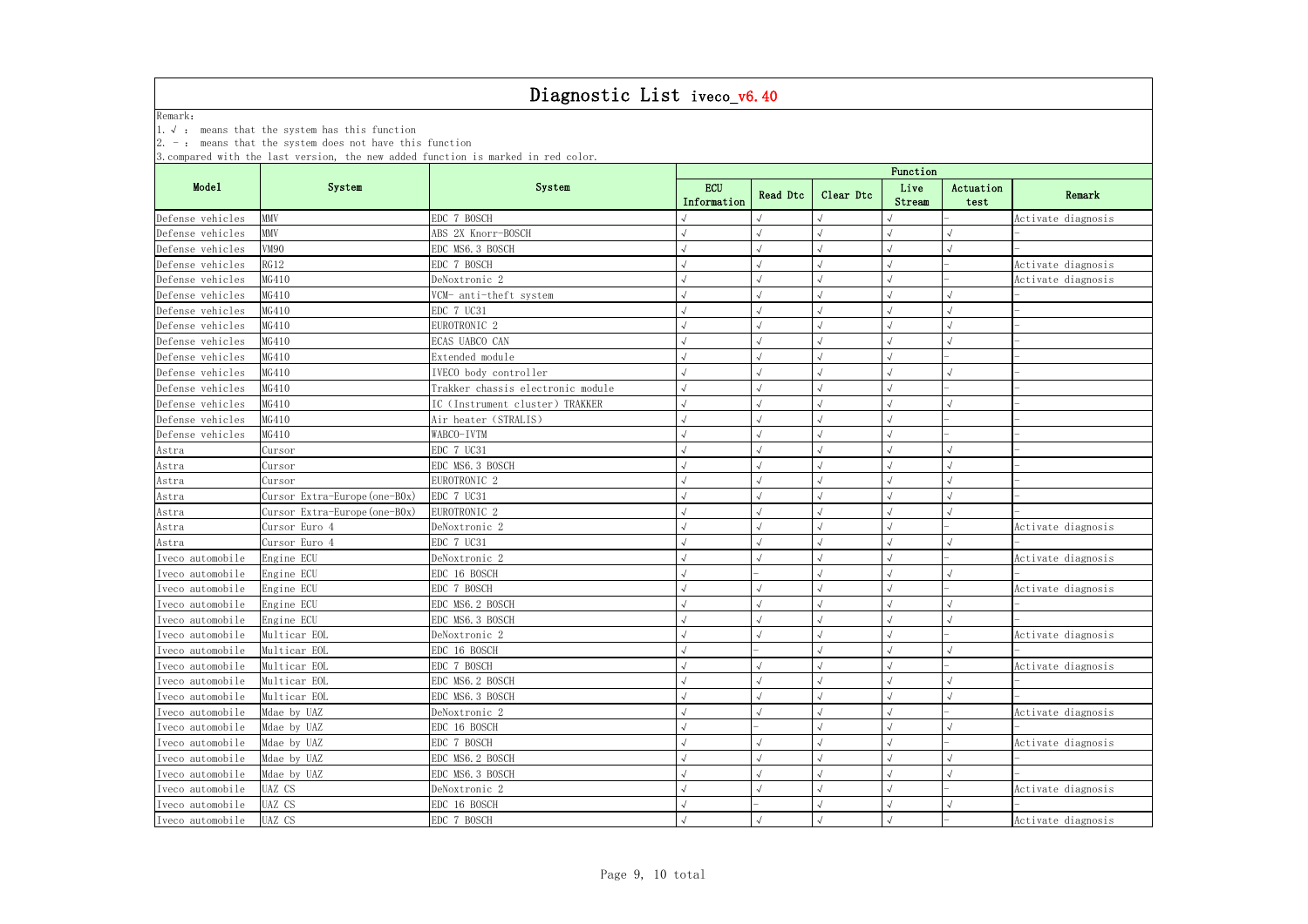# Diagnostic List iveco_v6.40

Remark:

1. √ : means that the system has this function
2. - : means that the system does not have this function
3. compared with the last version, the new added function is marked in red color.

| Model | System | System | Function | | | | | Remark |
|---|---|---|---|---|---|---|---|---|
| | | | ECU Information | Read Dtc | Clear Dtc | Live Stream | Actuation test | |
| Defense vehicles | MMV | EDC 7 BOSCH | √ | √ | √ | √ | - | Activate diagnosis |
| Defense vehicles | MMV | ABS 2X Knorr-BOSCH | √ | √ | √ | √ | √ | - |
| Defense vehicles | VM90 | EDC MS6.3 BOSCH | √ | √ | √ | √ | √ | - |
| Defense vehicles | RG12 | EDC 7 BOSCH | √ | √ | √ | √ | - | Activate diagnosis |
| Defense vehicles | MG410 | DeNoxtronic 2 | √ | √ | √ | √ | - | Activate diagnosis |
| Defense vehicles | MG410 | VCM- anti-theft system | √ | √ | √ | √ | √ | - |
| Defense vehicles | MG410 | EDC 7 UC31 | √ | √ | √ | √ | √ | - |
| Defense vehicles | MG410 | EUROTRONIC 2 | √ | √ | √ | √ | √ | - |
| Defense vehicles | MG410 | ECAS UABCO CAN | √ | √ | √ | √ | √ | - |
| Defense vehicles | MG410 | Extended module | √ | √ | √ | √ | - | - |
| Defense vehicles | MG410 | IVECO body controller | √ | √ | √ | √ | √ | - |
| Defense vehicles | MG410 | Trakker chassis electronic module | √ | √ | √ | √ | - | - |
| Defense vehicles | MG410 | IC (Instrument cluster) TRAKKER | √ | √ | √ | √ | √ | - |
| Defense vehicles | MG410 | Air heater (STRALIS) | √ | √ | √ | √ | - | - |
| Defense vehicles | MG410 | WABCO-IVTM | √ | √ | √ | √ | - | - |
| Astra | Cursor | EDC 7 UC31 | √ | √ | √ | √ | √ | - |
| Astra | Cursor | EDC MS6.3 BOSCH | √ | √ | √ | √ | √ | - |
| Astra | Cursor | EUROTRONIC 2 | √ | √ | √ | √ | √ | - |
| Astra | Cursor Extra-Europe(one-BOx) | EDC 7 UC31 | √ | √ | √ | √ | √ | - |
| Astra | Cursor Extra-Europe(one-BOx) | EUROTRONIC 2 | √ | √ | √ | √ | √ | - |
| Astra | Cursor Euro 4 | DeNoxtronic 2 | √ | √ | √ | √ | - | Activate diagnosis |
| Astra | Cursor Euro 4 | EDC 7 UC31 | √ | √ | √ | √ | √ | - |
| Iveco automobile | Engine ECU | DeNoxtronic 2 | √ | √ | √ | √ | - | Activate diagnosis |
| Iveco automobile | Engine ECU | EDC 16 BOSCH | √ | - | √ | √ | √ | - |
| Iveco automobile | Engine ECU | EDC 7 BOSCH | √ | √ | √ | √ | - | Activate diagnosis |
| Iveco automobile | Engine ECU | EDC MS6.2 BOSCH | √ | √ | √ | √ | √ | - |
| Iveco automobile | Engine ECU | EDC MS6.3 BOSCH | √ | √ | √ | √ | √ | - |
| Iveco automobile | Multicar EOL | DeNoxtronic 2 | √ | √ | √ | √ | - | Activate diagnosis |
| Iveco automobile | Multicar EOL | EDC 16 BOSCH | √ | - | √ | √ | √ | - |
| Iveco automobile | Multicar EOL | EDC 7 BOSCH | √ | √ | √ | √ | - | Activate diagnosis |
| Iveco automobile | Multicar EOL | EDC MS6.2 BOSCH | √ | √ | √ | √ | √ | - |
| Iveco automobile | Multicar EOL | EDC MS6.3 BOSCH | √ | √ | √ | √ | √ | - |
| Iveco automobile | Mdae by UAZ | DeNoxtronic 2 | √ | √ | √ | √ | - | Activate diagnosis |
| Iveco automobile | Mdae by UAZ | EDC 16 BOSCH | √ | - | √ | √ | √ | - |
| Iveco automobile | Mdae by UAZ | EDC 7 BOSCH | √ | √ | √ | √ | - | Activate diagnosis |
| Iveco automobile | Mdae by UAZ | EDC MS6.2 BOSCH | √ | √ | √ | √ | √ | - |
| Iveco automobile | Mdae by UAZ | EDC MS6.3 BOSCH | √ | √ | √ | √ | √ | - |
| Iveco automobile | UAZ CS | DeNoxtronic 2 | √ | √ | √ | √ | - | Activate diagnosis |
| Iveco automobile | UAZ CS | EDC 16 BOSCH | √ | - | √ | √ | √ | - |
| Iveco automobile | UAZ CS | EDC 7 BOSCH | √ | √ | √ | √ | - | Activate diagnosis |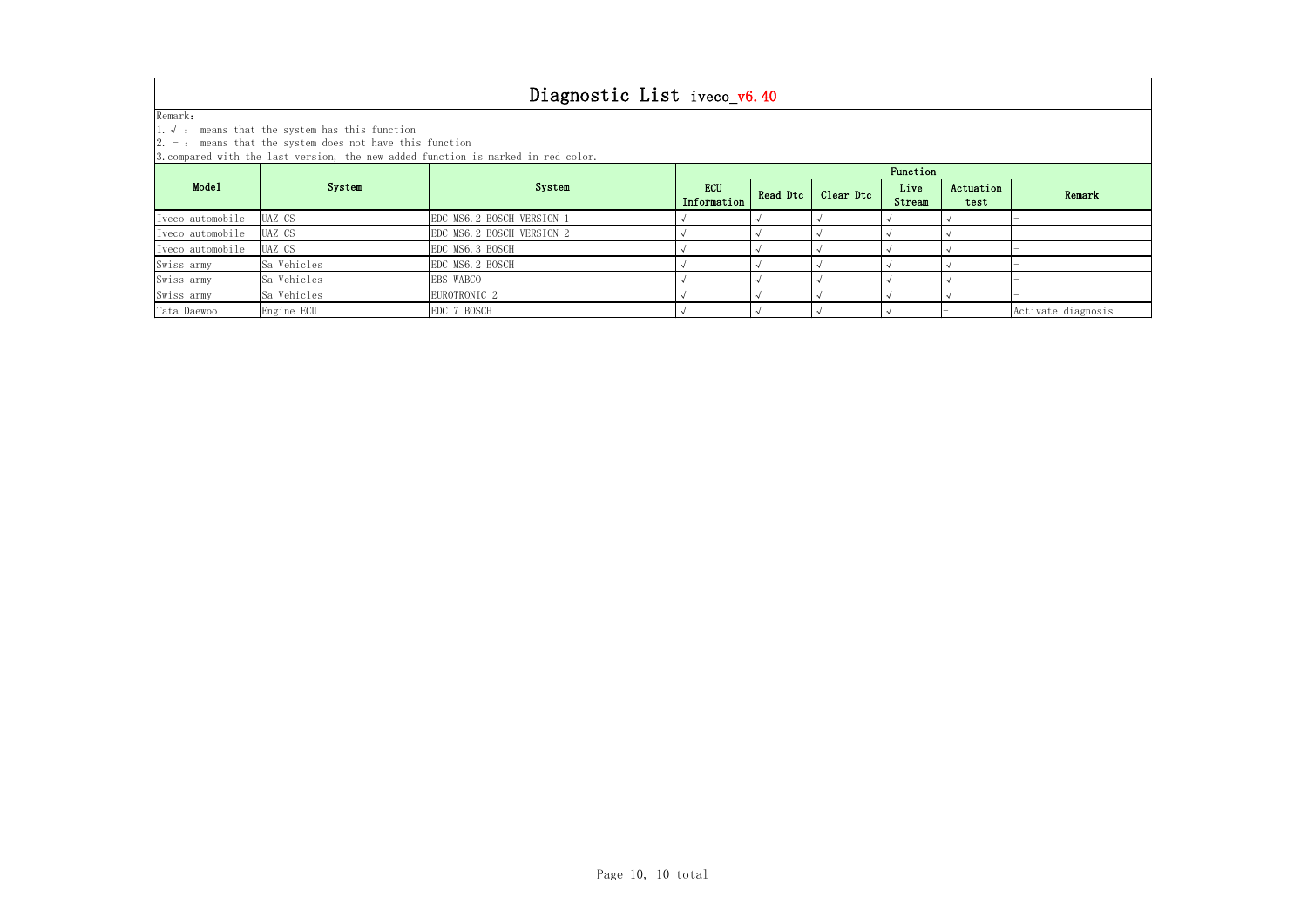# Diagnostic List iveco_v6.40

Remark:

1. √ : means that the system has this function
2. - : means that the system does not have this function
3. compared with the last version, the new added function is marked in red color.

| Model | System | System | Function | | | | | Remark |
|---|---|---|---|---|---|---|---|---|
| | | | ECU Information | Read Dtc | Clear Dtc | Live Stream | Actuation test | |
| Iveco automobile | UAZ CS | EDC MS6.2 BOSCH VERSION 1 | √ | √ | √ | √ | √ | - |
| Iveco automobile | UAZ CS | EDC MS6.2 BOSCH VERSION 2 | √ | √ | √ | √ | √ | - |
| Iveco automobile | UAZ CS | EDC MS6.3 BOSCH | √ | √ | √ | √ | √ | - |
| Swiss army | Sa Vehicles | EDC MS6.2 BOSCH | √ | √ | √ | √ | √ | - |
| Swiss army | Sa Vehicles | EBS WABCO | √ | √ | √ | √ | √ | - |
| Swiss army | Sa Vehicles | EUROTRONIC 2 | √ | √ | √ | √ | √ | - |
| Tata Daewoo | Engine ECU | EDC 7 BOSCH | √ | √ | √ | √ | - | Activate diagnosis |